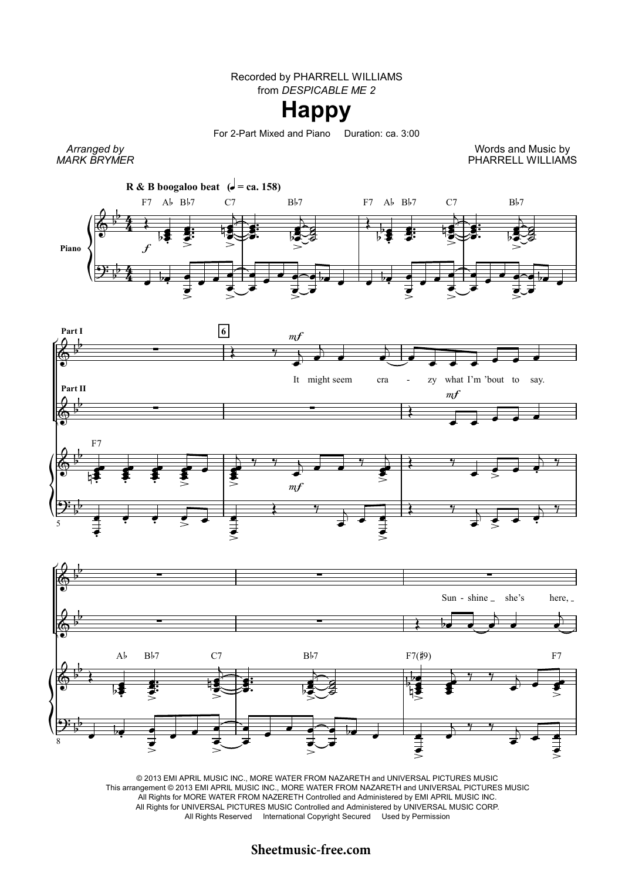Recorded by PHARRELL WILLIAMS
from *DESPICABLE ME 2*

# Happy

For 2-Part Mixed and Piano     Duration: ca. 3:00

*Arranged by*
*MARK BRYMER*

Words and Music by
PHARRELL WILLIAMS

**R & B boogaloo beat** (♩ = ca. 158)

It might seem cra - zy what I'm 'bout to say.

Sun - shine she's here,

© 2013 EMI APRIL MUSIC INC., MORE WATER FROM NAZARETH and UNIVERSAL PICTURES MUSIC
This arrangement © 2013 EMI APRIL MUSIC INC., MORE WATER FROM NAZARETH and UNIVERSAL PICTURES MUSIC
All Rights for MORE WATER FROM NAZERETH Controlled and Administered by EMI APRIL MUSIC INC.
All Rights for UNIVERSAL PICTURES MUSIC Controlled and Administered by UNIVERSAL MUSIC CORP.
All Rights Reserved     International Copyright Secured     Used by Permission

**Sheetmusic-free.com**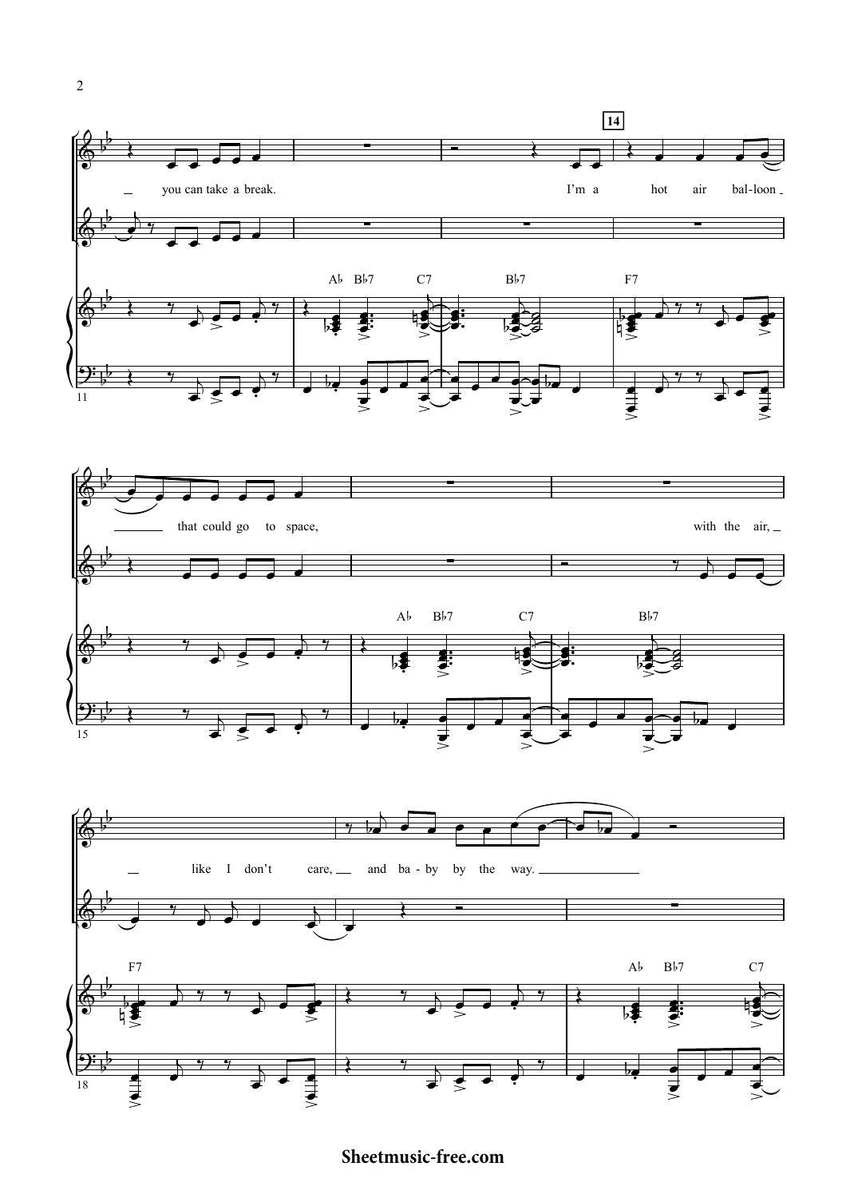14

you can take a break. I'm a hot air bal-loon that could go to space, with the air, like I don't care, and ba-by by the way.

Ab Bb7 C7 Bb7 F7

Ab Bb7 C7 Bb7 F7

Ab Bb7 C7

Sheetmusic-free.com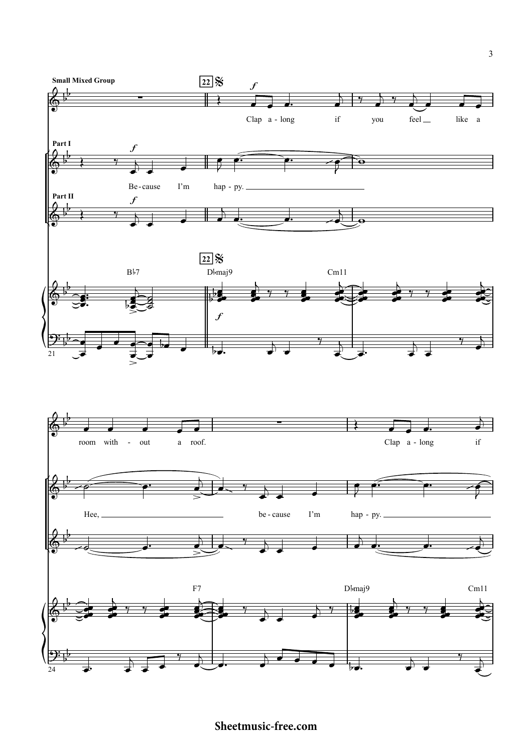**Small Mixed Group**

22 𝄋

*f*

Clap a - long if you feel like a

**Part I**

*f*

Be - cause I'm hap - py.

**Part II**

*f*

22 𝄋

B♭7 D♭maj9 Cm11

*f*

21

room with - out a roof. Clap a - long if

Hee, be - cause I'm hap - py.

F7 D♭maj9 Cm11

24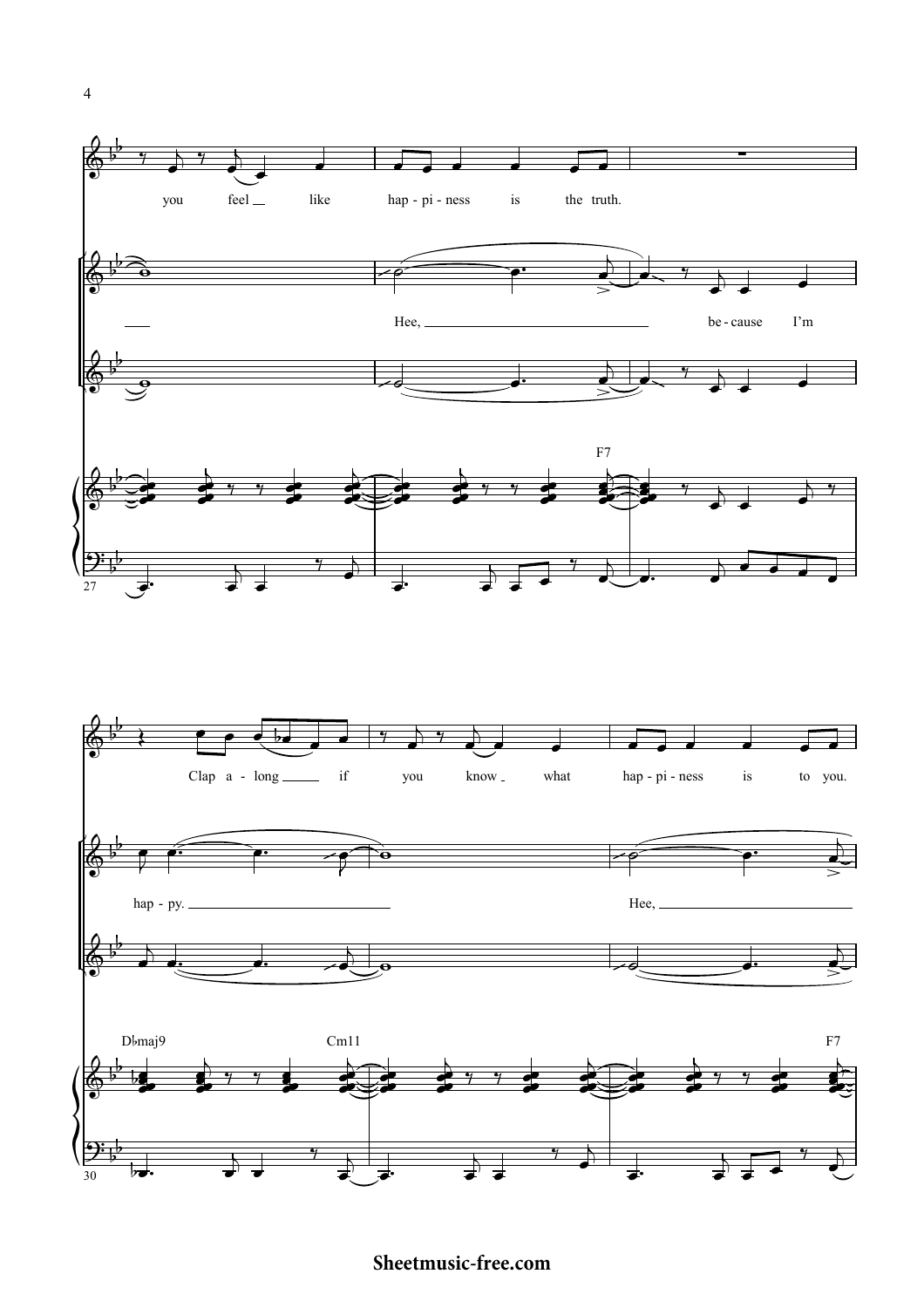you feel like hap - pi - ness is the truth.

Hee, be - cause I'm

F7

Clap a - long if you know what hap - pi - ness is to you.

hap - py. Hee,

D♭maj9 Cm11 F7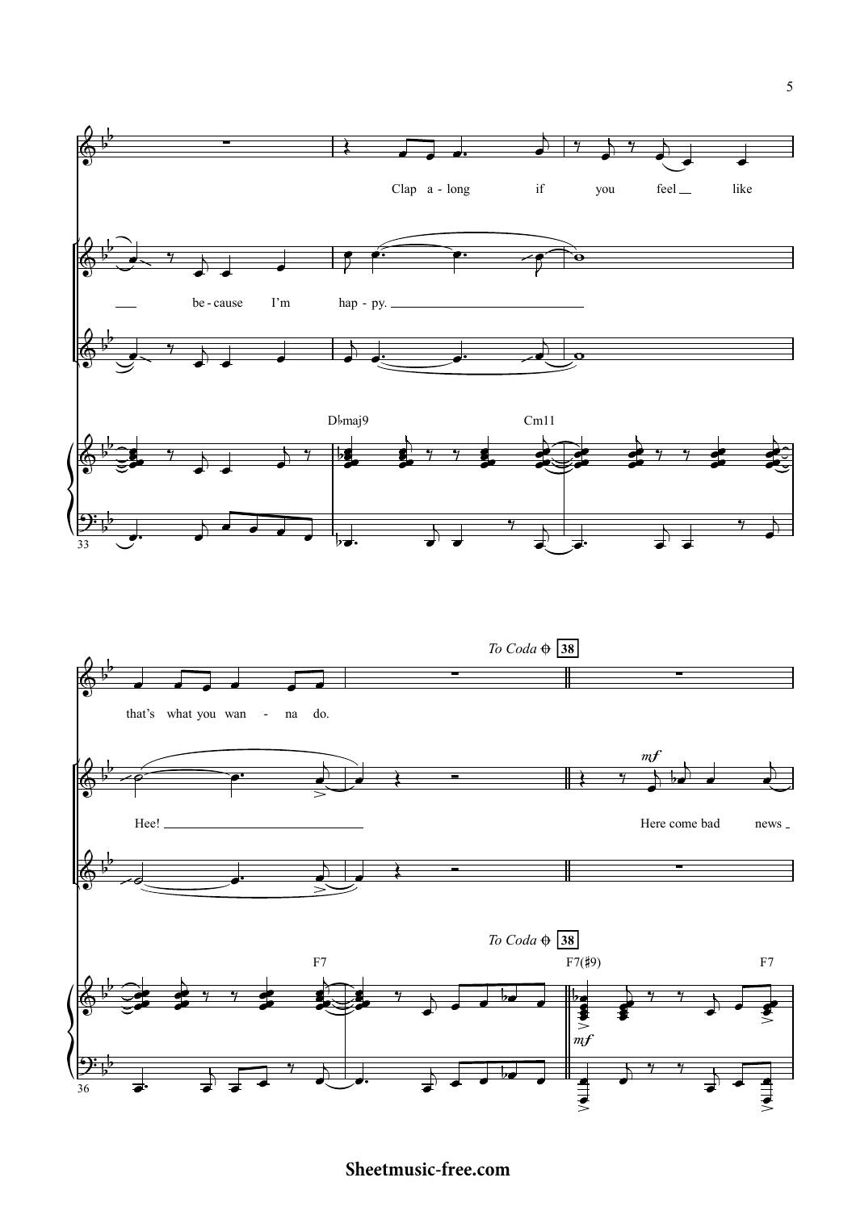Clap a - long if you feel like

be - cause I'm hap - py.

D♭maj9 Cm11

that's what you wan - na do.

Hee!

*To Coda* 𝄌 38

*mf*

Here come bad news

F7 F7(♯9) F7

*mf*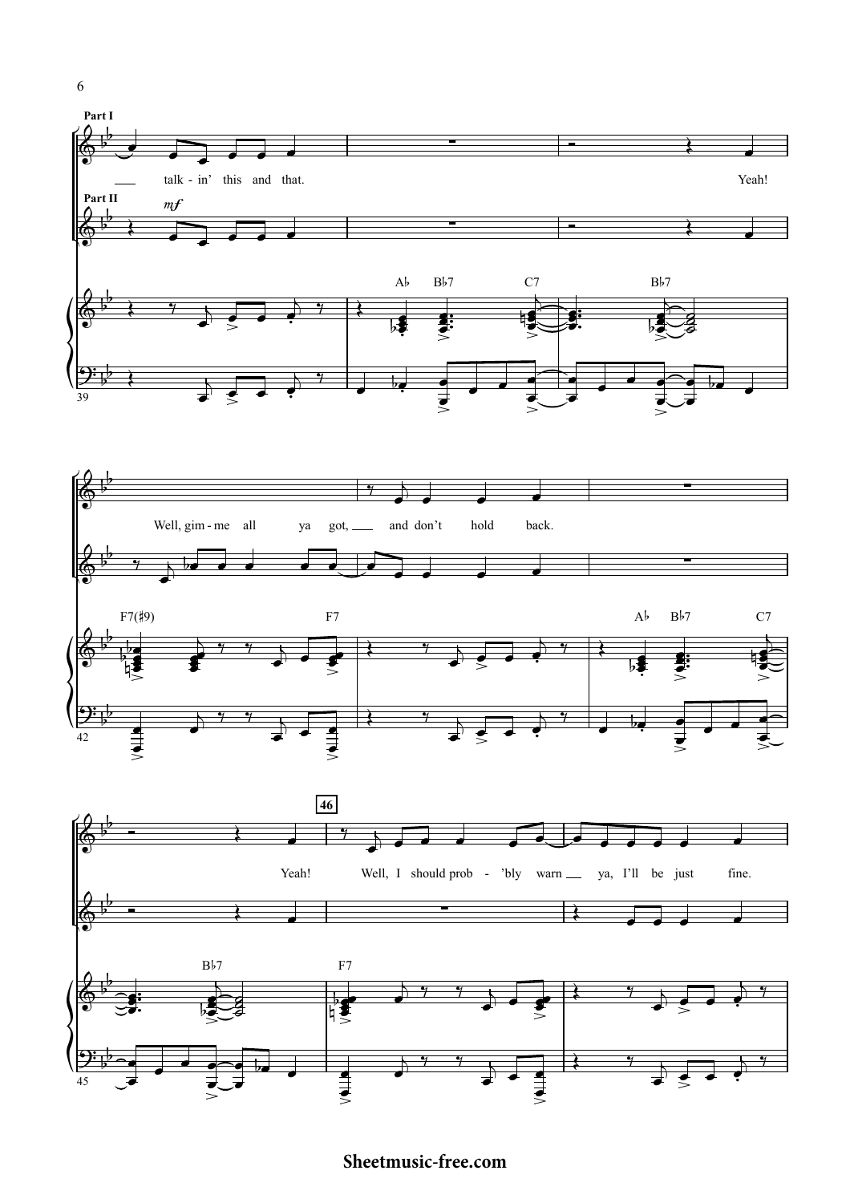**Part I**

talk - in' this and that. Yeah!

**Part II**

*mf*

A♭ B♭7 C7 B♭7

39

Well, gim - me all ya got, and don't hold back.

F7(♯9) F7 A♭ B♭7 C7

42

Yeah! Well, I should prob - 'bly warn ya, I'll be just fine.

**46**

B♭7 F7

45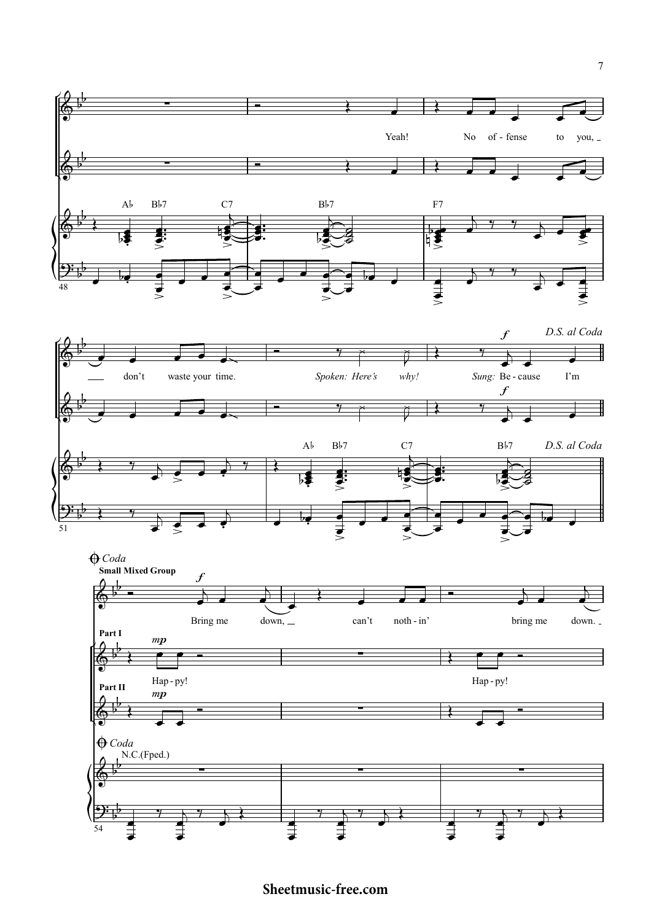Yeah! No of - fense to you, don't waste your time. *Spoken: Here's why!* *Sung:* Be - cause I'm

A♭ B♭7 C7 B♭7 F7

A♭ B♭7 C7 B♭7 *D.S. al Coda*

*Coda*

**Small Mixed Group**

Bring me down, can't noth - in' bring me down.

**Part I**

Hap - py! Hap - py!

**Part II**

N.C.(Fped.)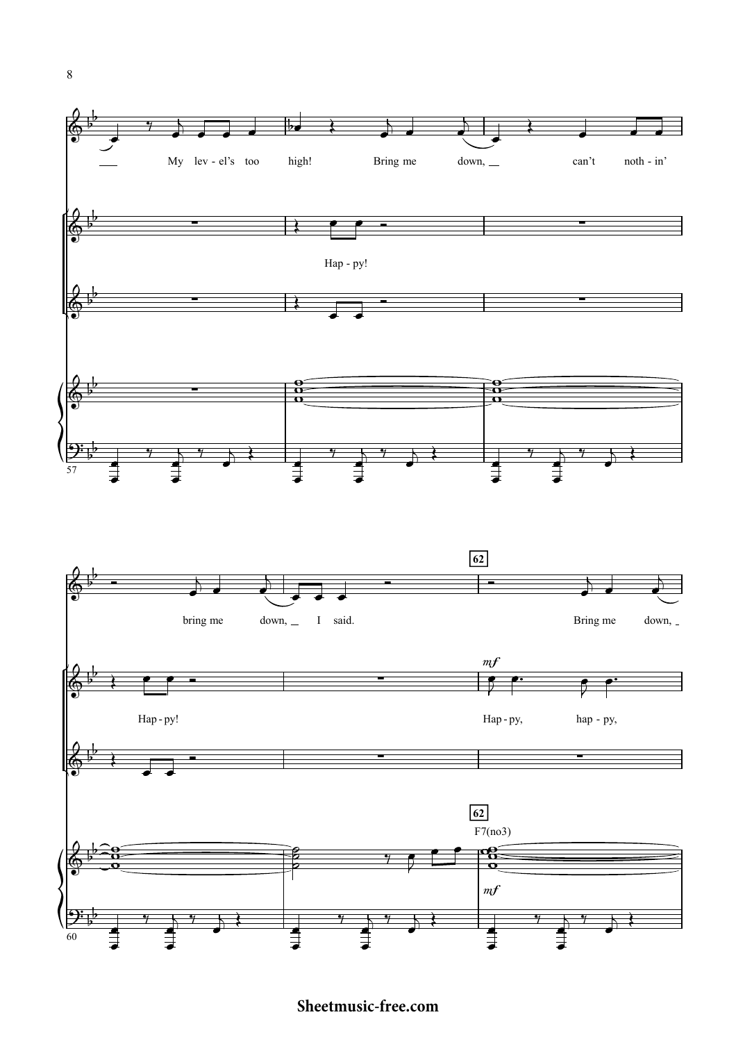My lev - el's too high! Bring me down, can't noth - in' bring me down, I said. Bring me down,

Hap - py!

Hap - py!

Hap - py, hap - py,

62

F7(no3)

*mf*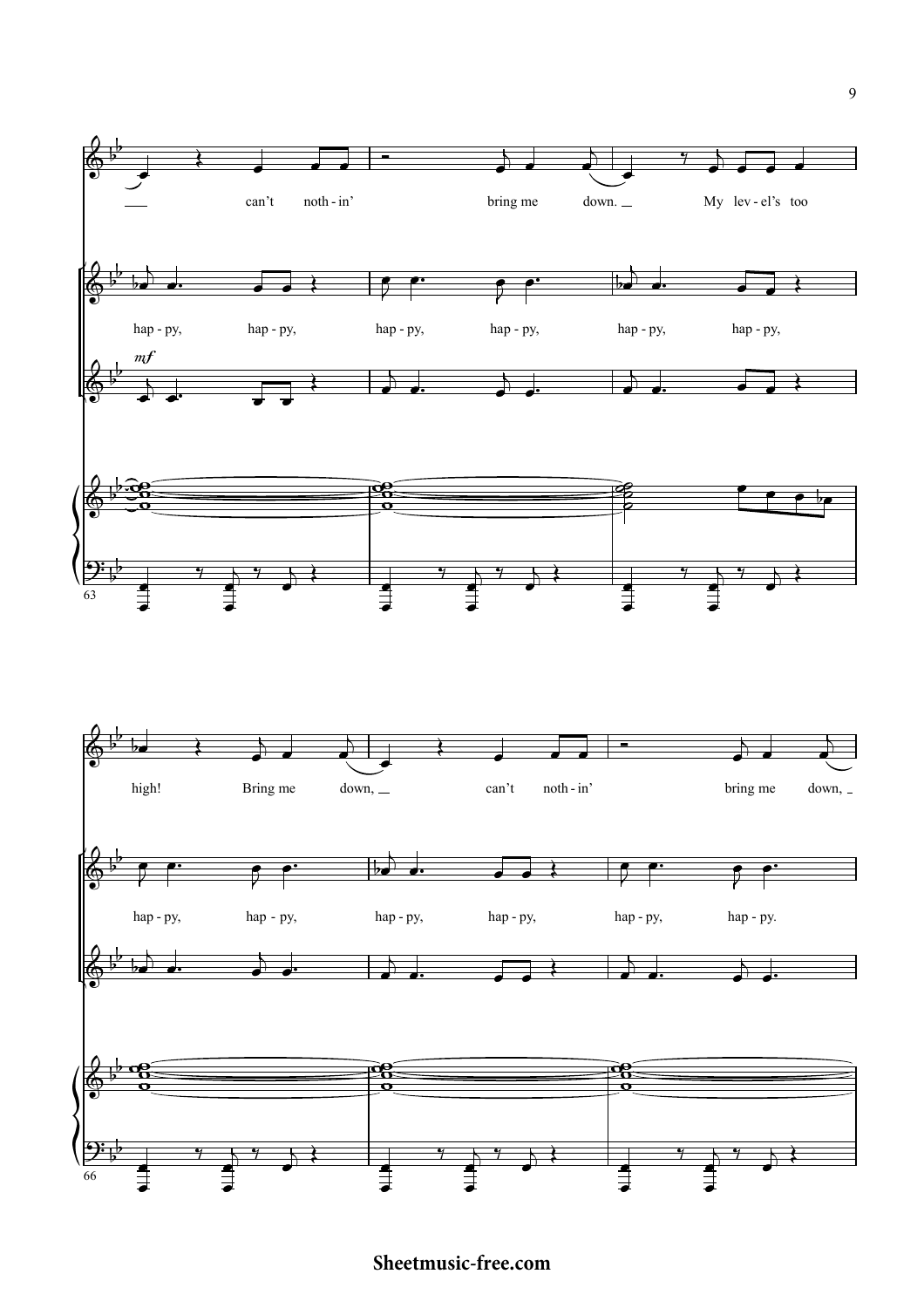can't noth - in' bring me down. My lev - el's too

hap - py, hap - py, hap - py, hap - py, hap - py, hap - py,

*mf*

high! Bring me down, can't noth - in' bring me down,

hap - py, hap - py, hap - py, hap - py, hap - py, hap - py.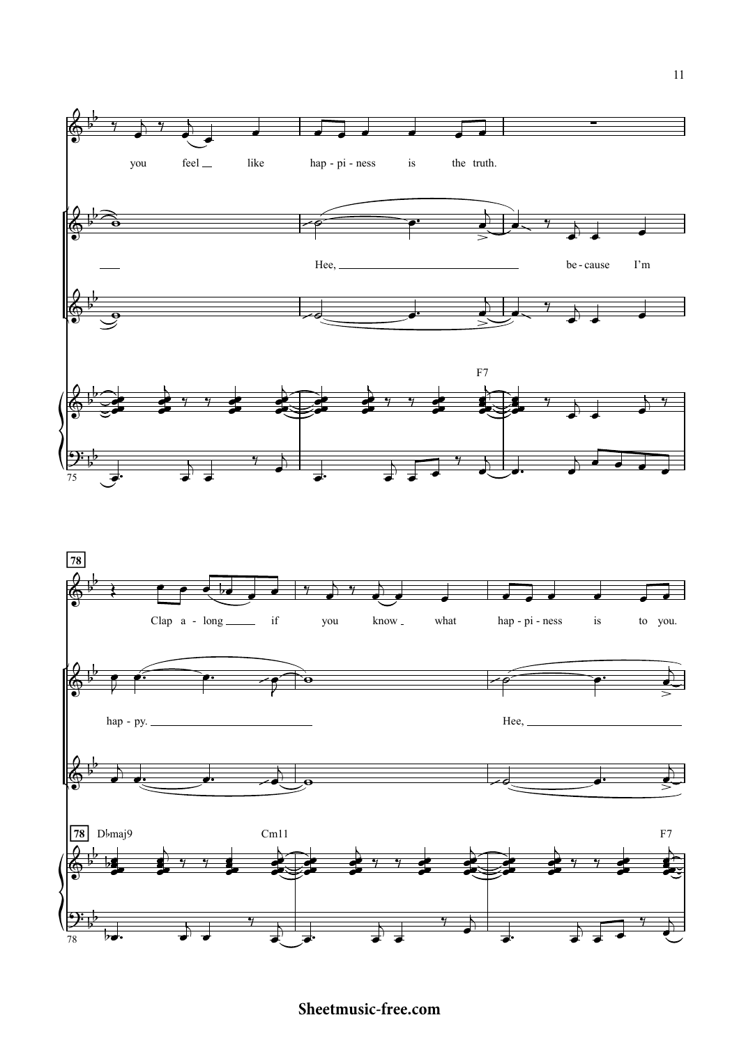you feel like hap - pi - ness is the truth.

Hee, be - cause I'm

F7

**78**

Clap a - long if you know what hap - pi - ness is to you.

hap - py. Hee,

D♭maj9 Cm11 F7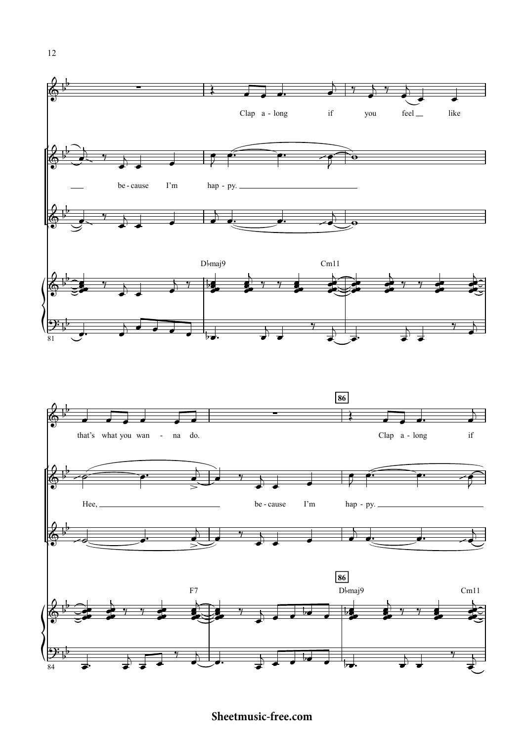Clap a-long if you feel like

be-cause I'm hap-py.

Dbmaj9 Cm11

81

that's what you wan-na do.

Hee, be-cause I'm hap-py.

86

Clap a-long if

F7 Dbmaj9 Cm11

84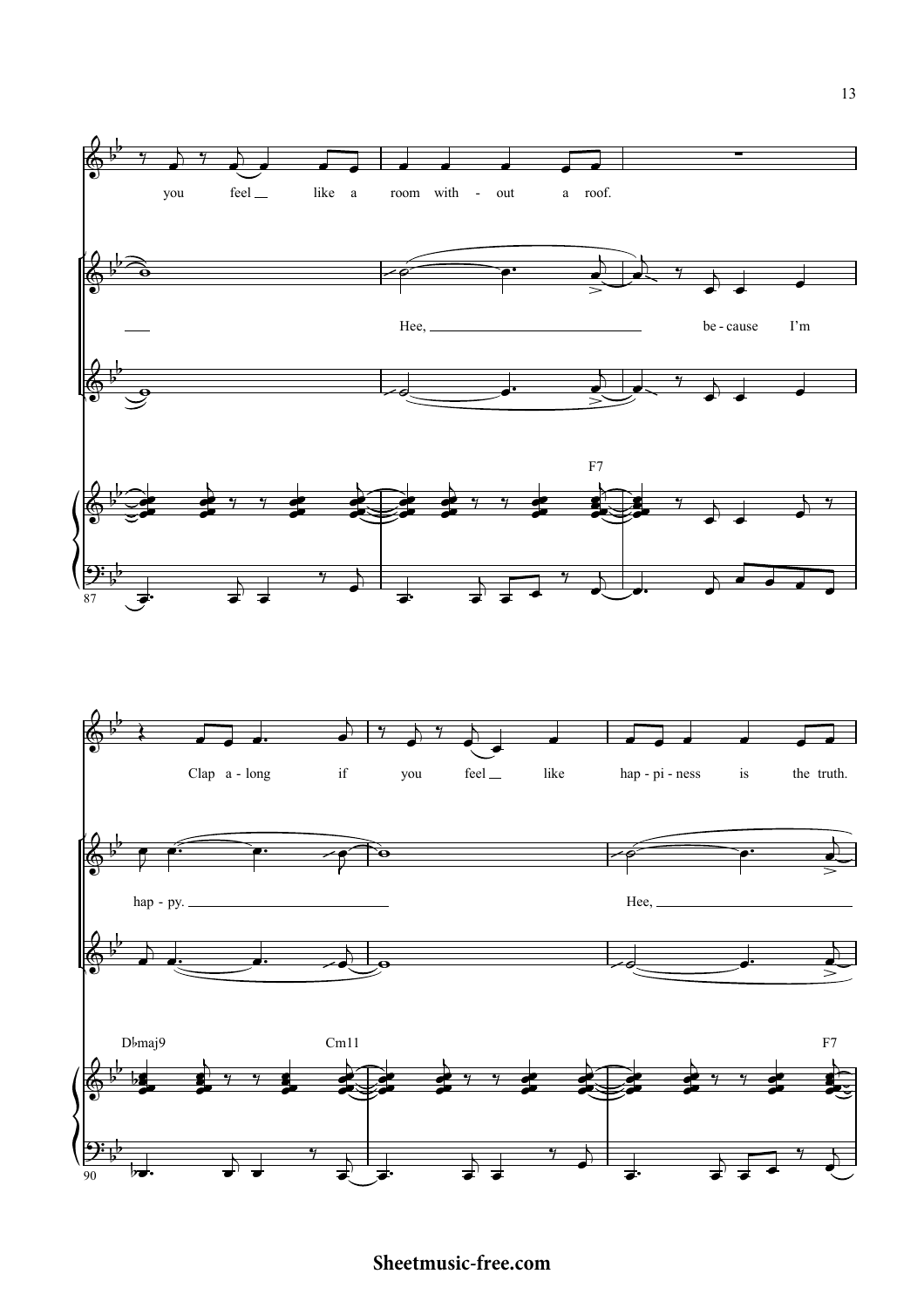you feel like a room with - out a roof.

Hee, be - cause I'm

F7

Clap a - long if you feel like hap - pi - ness is the truth.

hap - py.

Hee,

D♭maj9 Cm11 F7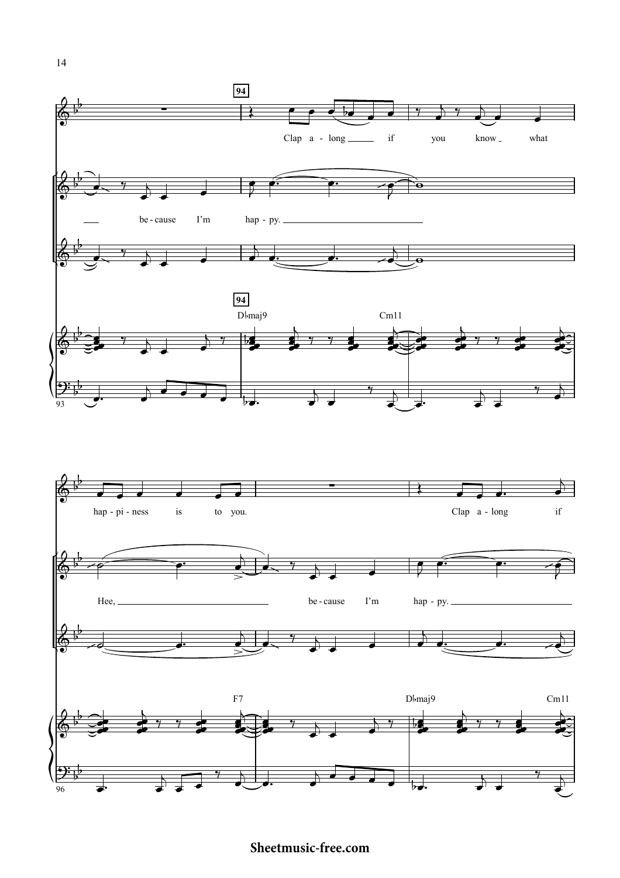94

Clap a - long if you know what

be - cause I'm hap - py.

94

D♭maj9 Cm11

93

hap - pi - ness is to you. Clap a - long if

Hee, be - cause I'm hap - py.

F7 D♭maj9 Cm11

96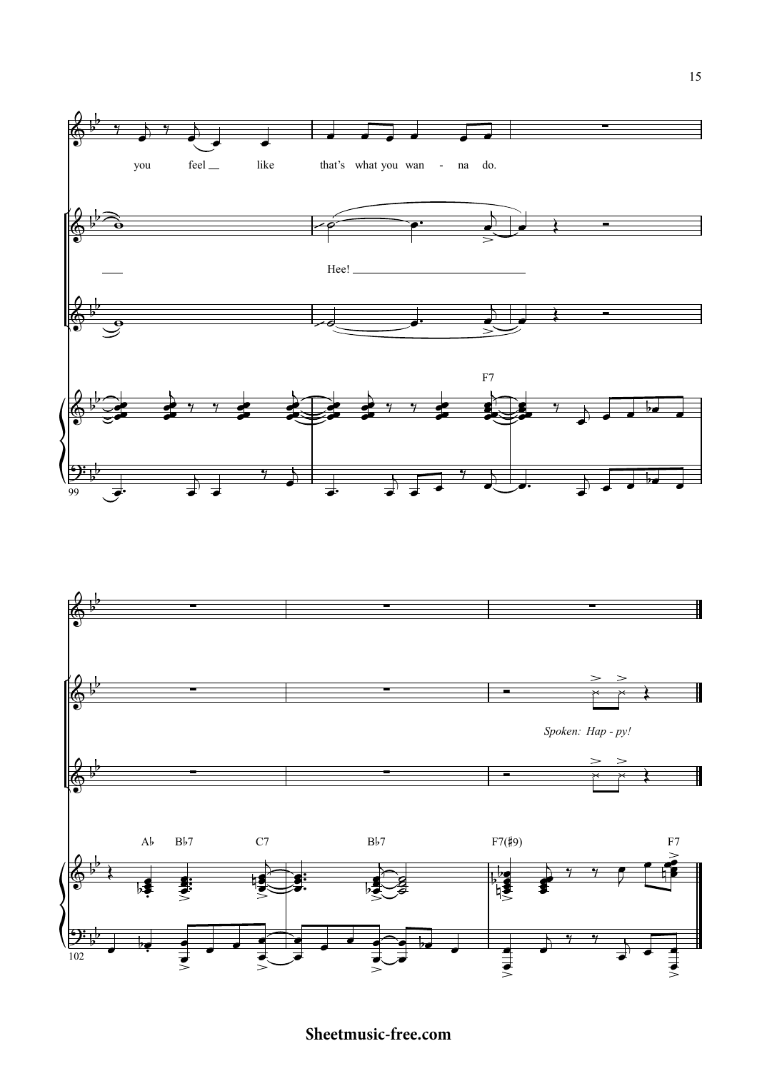you feel like that's what you wan - na do.

Hee!

F7

99

Ab Bb7 C7 Bb7 F7(#9) F7

*Spoken: Hap - py!*

102